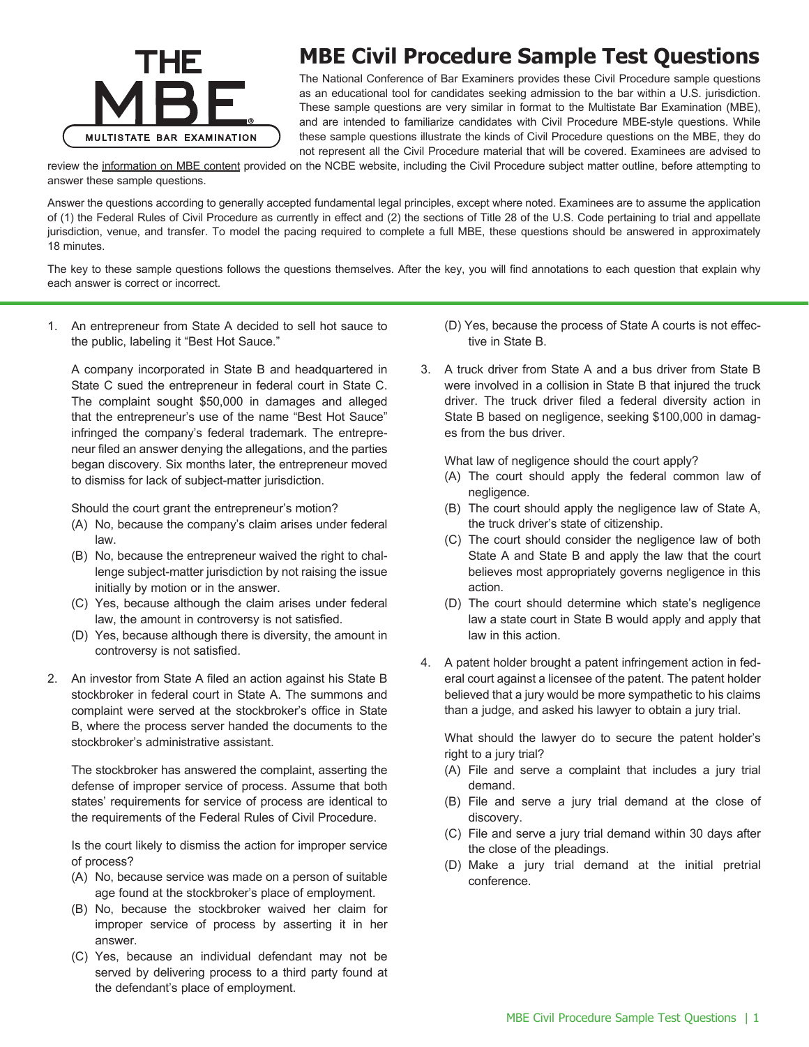# MBE Civil Procedure Sample Test Questions

The National Conference of Bar Examiners provides these Civil Procedure sample questions as an educational tool for candidates seeking admission to the bar within a U.S. jurisdiction. These sample questions are very similar in format to the Multistate Bar Examination (MBE), and are intended to familiarize candidates with Civil Procedure MBE-style questions. While these sample questions illustrate the kinds of Civil Procedure questions on the MBE, they do not represent all the Civil Procedure material that will be covered. Examinees are advised to review the information on MBE content provided on the NCBE website, including the Civil Procedure subject matter outline, before attempting to answer these sample questions.

Answer the questions according to generally accepted fundamental legal principles, except where noted. Examinees are to assume the application of (1) the Federal Rules of Civil Procedure as currently in effect and (2) the sections of Title 28 of the U.S. Code pertaining to trial and appellate jurisdiction, venue, and transfer. To model the pacing required to complete a full MBE, these questions should be answered in approximately 18 minutes.

The key to these sample questions follows the questions themselves. After the key, you will find annotations to each question that explain why each answer is correct or incorrect.

1. An entrepreneur from State A decided to sell hot sauce to the public, labeling it "Best Hot Sauce."

   A company incorporated in State B and headquartered in State C sued the entrepreneur in federal court in State C. The complaint sought $50,000 in damages and alleged that the entrepreneur's use of the name "Best Hot Sauce" infringed the company's federal trademark. The entrepreneur filed an answer denying the allegations, and the parties began discovery. Six months later, the entrepreneur moved to dismiss for lack of subject-matter jurisdiction.

   Should the court grant the entrepreneur's motion?

   (A) No, because the company's claim arises under federal law.
   (B) No, because the entrepreneur waived the right to challenge subject-matter jurisdiction by not raising the issue initially by motion or in the answer.
   (C) Yes, because although the claim arises under federal law, the amount in controversy is not satisfied.
   (D) Yes, because although there is diversity, the amount in controversy is not satisfied.

2. An investor from State A filed an action against his State B stockbroker in federal court in State A. The summons and complaint were served at the stockbroker's office in State B, where the process server handed the documents to the stockbroker's administrative assistant.

   The stockbroker has answered the complaint, asserting the defense of improper service of process. Assume that both states' requirements for service of process are identical to the requirements of the Federal Rules of Civil Procedure.

   Is the court likely to dismiss the action for improper service of process?

   (A) No, because service was made on a person of suitable age found at the stockbroker's place of employment.
   (B) No, because the stockbroker waived her claim for improper service of process by asserting it in her answer.
   (C) Yes, because an individual defendant may not be served by delivering process to a third party found at the defendant's place of employment.
   (D) Yes, because the process of State A courts is not effective in State B.

3. A truck driver from State A and a bus driver from State B were involved in a collision in State B that injured the truck driver. The truck driver filed a federal diversity action in State B based on negligence, seeking $100,000 in damages from the bus driver.

   What law of negligence should the court apply?

   (A) The court should apply the federal common law of negligence.
   (B) The court should apply the negligence law of State A, the truck driver's state of citizenship.
   (C) The court should consider the negligence law of both State A and State B and apply the law that the court believes most appropriately governs negligence in this action.
   (D) The court should determine which state's negligence law a state court in State B would apply and apply that law in this action.

4. A patent holder brought a patent infringement action in federal court against a licensee of the patent. The patent holder believed that a jury would be more sympathetic to his claims than a judge, and asked his lawyer to obtain a jury trial.

   What should the lawyer do to secure the patent holder's right to a jury trial?

   (A) File and serve a complaint that includes a jury trial demand.
   (B) File and serve a jury trial demand at the close of discovery.
   (C) File and serve a jury trial demand within 30 days after the close of the pleadings.
   (D) Make a jury trial demand at the initial pretrial conference.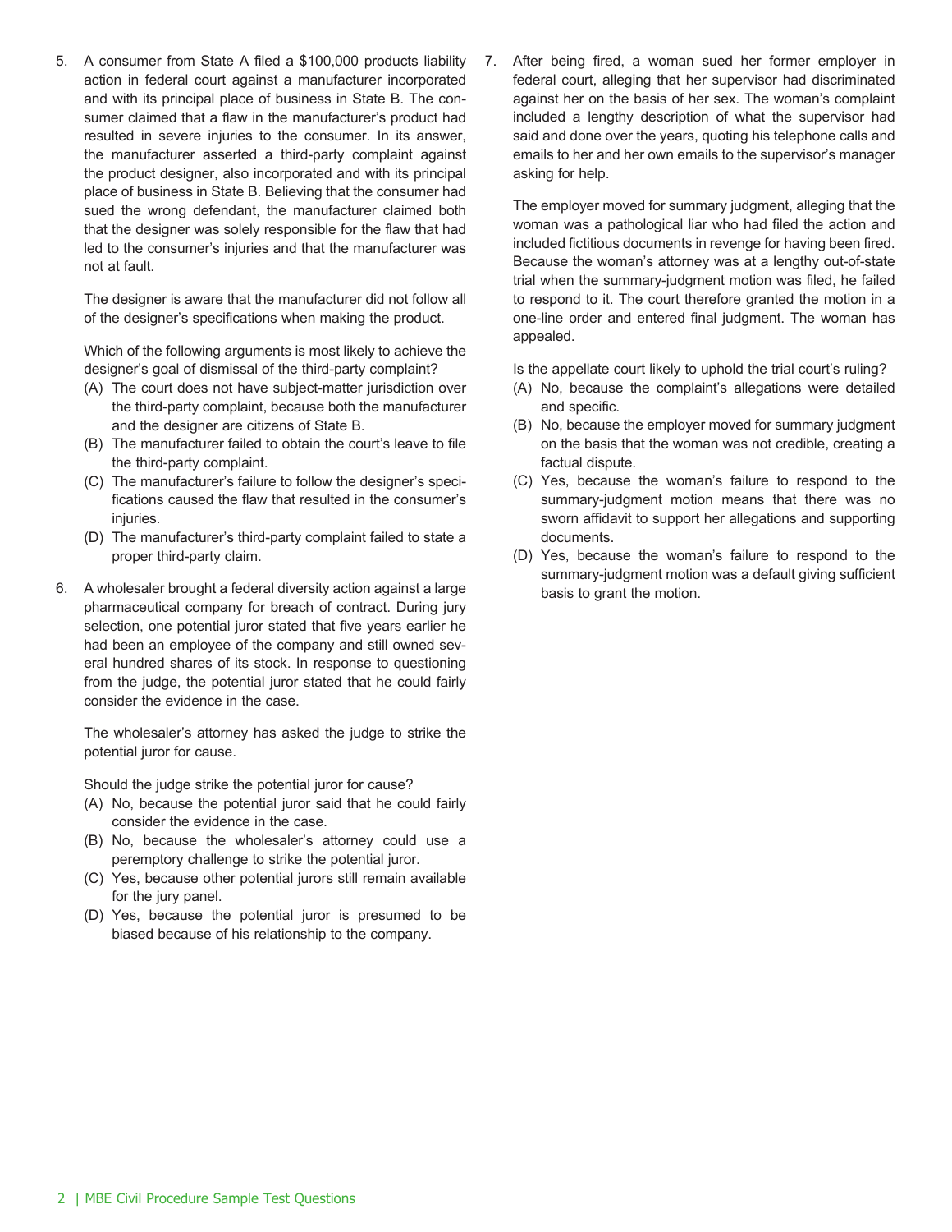5. A consumer from State A filed a $100,000 products liability action in federal court against a manufacturer incorporated and with its principal place of business in State B. The consumer claimed that a flaw in the manufacturer's product had resulted in severe injuries to the consumer. In its answer, the manufacturer asserted a third-party complaint against the product designer, also incorporated and with its principal place of business in State B. Believing that the consumer had sued the wrong defendant, the manufacturer claimed both that the designer was solely responsible for the flaw that had led to the consumer's injuries and that the manufacturer was not at fault.

   The designer is aware that the manufacturer did not follow all of the designer's specifications when making the product.

   Which of the following arguments is most likely to achieve the designer's goal of dismissal of the third-party complaint?

   (A) The court does not have subject-matter jurisdiction over the third-party complaint, because both the manufacturer and the designer are citizens of State B.
   (B) The manufacturer failed to obtain the court's leave to file the third-party complaint.
   (C) The manufacturer's failure to follow the designer's specifications caused the flaw that resulted in the consumer's injuries.
   (D) The manufacturer's third-party complaint failed to state a proper third-party claim.

6. A wholesaler brought a federal diversity action against a large pharmaceutical company for breach of contract. During jury selection, one potential juror stated that five years earlier he had been an employee of the company and still owned several hundred shares of its stock. In response to questioning from the judge, the potential juror stated that he could fairly consider the evidence in the case.

   The wholesaler's attorney has asked the judge to strike the potential juror for cause.

   Should the judge strike the potential juror for cause?

   (A) No, because the potential juror said that he could fairly consider the evidence in the case.
   (B) No, because the wholesaler's attorney could use a peremptory challenge to strike the potential juror.
   (C) Yes, because other potential jurors still remain available for the jury panel.
   (D) Yes, because the potential juror is presumed to be biased because of his relationship to the company.

7. After being fired, a woman sued her former employer in federal court, alleging that her supervisor had discriminated against her on the basis of her sex. The woman's complaint included a lengthy description of what the supervisor had said and done over the years, quoting his telephone calls and emails to her and her own emails to the supervisor's manager asking for help.

   The employer moved for summary judgment, alleging that the woman was a pathological liar who had filed the action and included fictitious documents in revenge for having been fired. Because the woman's attorney was at a lengthy out-of-state trial when the summary-judgment motion was filed, he failed to respond to it. The court therefore granted the motion in a one-line order and entered final judgment. The woman has appealed.

   Is the appellate court likely to uphold the trial court's ruling?

   (A) No, because the complaint's allegations were detailed and specific.
   (B) No, because the employer moved for summary judgment on the basis that the woman was not credible, creating a factual dispute.
   (C) Yes, because the woman's failure to respond to the summary-judgment motion means that there was no sworn affidavit to support her allegations and supporting documents.
   (D) Yes, because the woman's failure to respond to the summary-judgment motion was a default giving sufficient basis to grant the motion.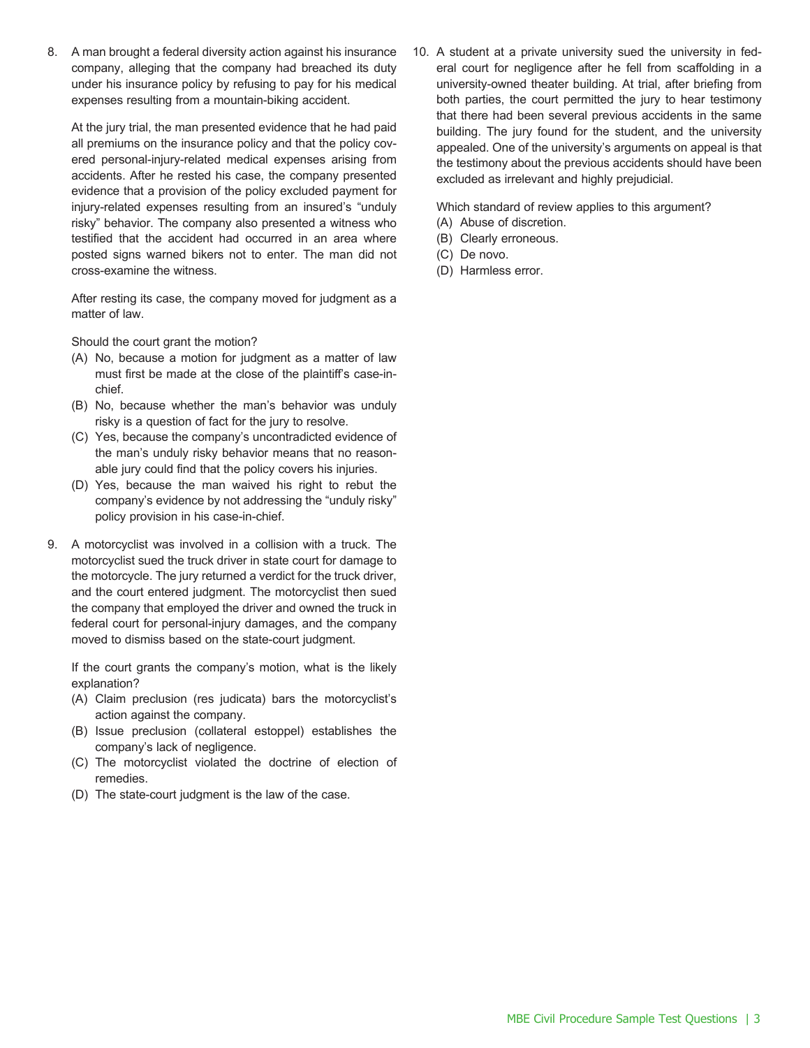8. A man brought a federal diversity action against his insurance company, alleging that the company had breached its duty under his insurance policy by refusing to pay for his medical expenses resulting from a mountain-biking accident.

   At the jury trial, the man presented evidence that he had paid all premiums on the insurance policy and that the policy covered personal-injury-related medical expenses arising from accidents. After he rested his case, the company presented evidence that a provision of the policy excluded payment for injury-related expenses resulting from an insured's "unduly risky" behavior. The company also presented a witness who testified that the accident had occurred in an area where posted signs warned bikers not to enter. The man did not cross-examine the witness.

   After resting its case, the company moved for judgment as a matter of law.

   Should the court grant the motion?

   (A) No, because a motion for judgment as a matter of law must first be made at the close of the plaintiff's case-in-chief.
   (B) No, because whether the man's behavior was unduly risky is a question of fact for the jury to resolve.
   (C) Yes, because the company's uncontradicted evidence of the man's unduly risky behavior means that no reasonable jury could find that the policy covers his injuries.
   (D) Yes, because the man waived his right to rebut the company's evidence by not addressing the "unduly risky" policy provision in his case-in-chief.

9. A motorcyclist was involved in a collision with a truck. The motorcyclist sued the truck driver in state court for damage to the motorcycle. The jury returned a verdict for the truck driver, and the court entered judgment. The motorcyclist then sued the company that employed the driver and owned the truck in federal court for personal-injury damages, and the company moved to dismiss based on the state-court judgment.

   If the court grants the company's motion, what is the likely explanation?

   (A) Claim preclusion (res judicata) bars the motorcyclist's action against the company.
   (B) Issue preclusion (collateral estoppel) establishes the company's lack of negligence.
   (C) The motorcyclist violated the doctrine of election of remedies.
   (D) The state-court judgment is the law of the case.

10. A student at a private university sued the university in federal court for negligence after he fell from scaffolding in a university-owned theater building. At trial, after briefing from both parties, the court permitted the jury to hear testimony that there had been several previous accidents in the same building. The jury found for the student, and the university appealed. One of the university's arguments on appeal is that the testimony about the previous accidents should have been excluded as irrelevant and highly prejudicial.

    Which standard of review applies to this argument?

    (A) Abuse of discretion.
    (B) Clearly erroneous.
    (C) De novo.
    (D) Harmless error.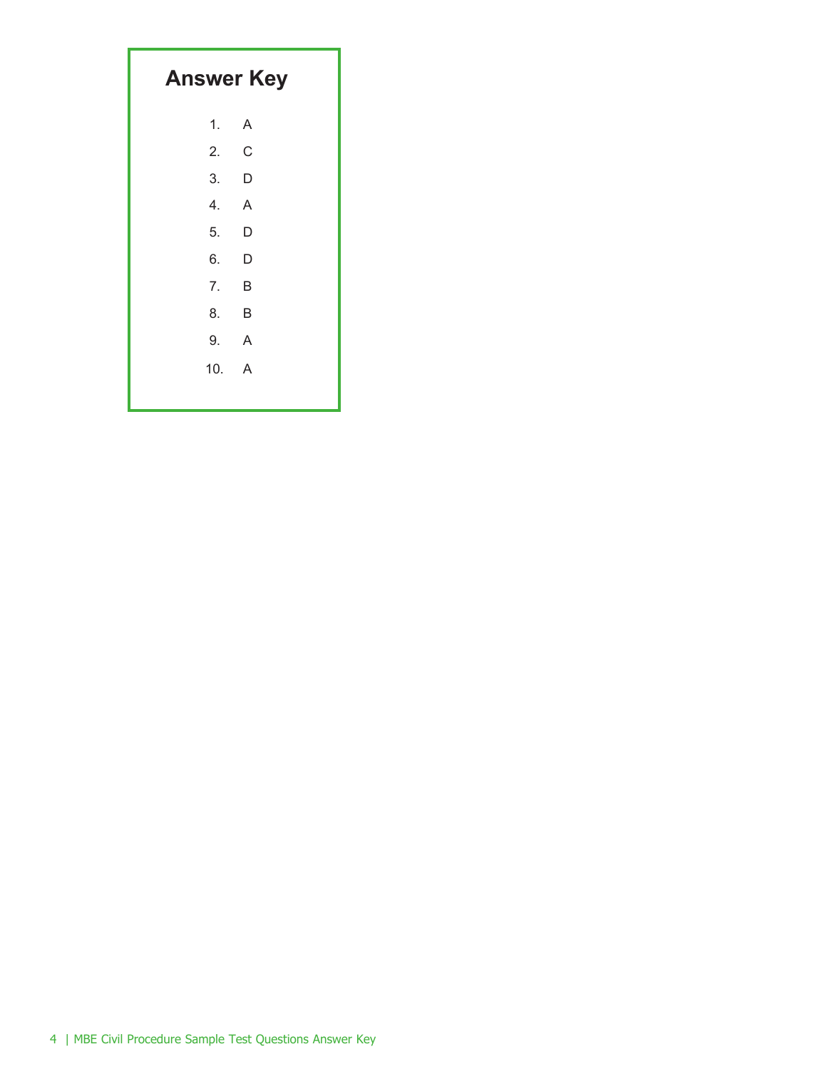## Answer Key

1. A
2. C
3. D
4. A
5. D
6. D
7. B
8. B
9. A
10. A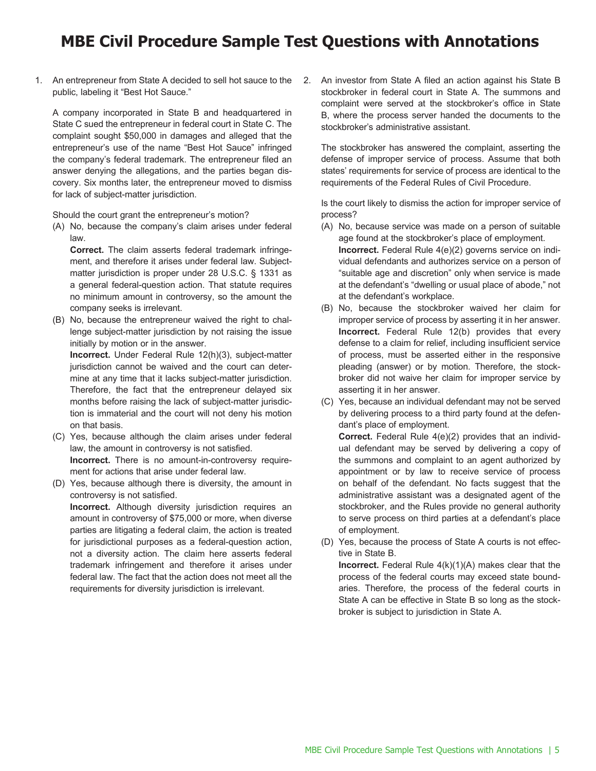# MBE Civil Procedure Sample Test Questions with Annotations

1. An entrepreneur from State A decided to sell hot sauce to the public, labeling it "Best Hot Sauce."

   A company incorporated in State B and headquartered in State C sued the entrepreneur in federal court in State C. The complaint sought $50,000 in damages and alleged that the entrepreneur's use of the name "Best Hot Sauce" infringed the company's federal trademark. The entrepreneur filed an answer denying the allegations, and the parties began discovery. Six months later, the entrepreneur moved to dismiss for lack of subject-matter jurisdiction.

   Should the court grant the entrepreneur's motion?

   (A) No, because the company's claim arises under federal law.

   **Correct.** The claim asserts federal trademark infringement, and therefore it arises under federal law. Subject-matter jurisdiction is proper under 28 U.S.C. § 1331 as a general federal-question action. That statute requires no minimum amount in controversy, so the amount the company seeks is irrelevant.

   (B) No, because the entrepreneur waived the right to challenge subject-matter jurisdiction by not raising the issue initially by motion or in the answer.

   **Incorrect.** Under Federal Rule 12(h)(3), subject-matter jurisdiction cannot be waived and the court can determine at any time that it lacks subject-matter jurisdiction. Therefore, the fact that the entrepreneur delayed six months before raising the lack of subject-matter jurisdiction is immaterial and the court will not deny his motion on that basis.

   (C) Yes, because although the claim arises under federal law, the amount in controversy is not satisfied.

   **Incorrect.** There is no amount-in-controversy requirement for actions that arise under federal law.

   (D) Yes, because although there is diversity, the amount in controversy is not satisfied.

   **Incorrect.** Although diversity jurisdiction requires an amount in controversy of $75,000 or more, when diverse parties are litigating a federal claim, the action is treated for jurisdictional purposes as a federal-question action, not a diversity action. The claim here asserts federal trademark infringement and therefore it arises under federal law. The fact that the action does not meet all the requirements for diversity jurisdiction is irrelevant.

2. An investor from State A filed an action against his State B stockbroker in federal court in State A. The summons and complaint were served at the stockbroker's office in State B, where the process server handed the documents to the stockbroker's administrative assistant.

   The stockbroker has answered the complaint, asserting the defense of improper service of process. Assume that both states' requirements for service of process are identical to the requirements of the Federal Rules of Civil Procedure.

   Is the court likely to dismiss the action for improper service of process?

   (A) No, because service was made on a person of suitable age found at the stockbroker's place of employment.

   **Incorrect.** Federal Rule 4(e)(2) governs service on individual defendants and authorizes service on a person of "suitable age and discretion" only when service is made at the defendant's "dwelling or usual place of abode," not at the defendant's workplace.

   (B) No, because the stockbroker waived her claim for improper service of process by asserting it in her answer.

   **Incorrect.** Federal Rule 12(b) provides that every defense to a claim for relief, including insufficient service of process, must be asserted either in the responsive pleading (answer) or by motion. Therefore, the stockbroker did not waive her claim for improper service by asserting it in her answer.

   (C) Yes, because an individual defendant may not be served by delivering process to a third party found at the defendant's place of employment.

   **Correct.** Federal Rule 4(e)(2) provides that an individual defendant may be served by delivering a copy of the summons and complaint to an agent authorized by appointment or by law to receive service of process on behalf of the defendant. No facts suggest that the administrative assistant was a designated agent of the stockbroker, and the Rules provide no general authority to serve process on third parties at a defendant's place of employment.

   (D) Yes, because the process of State A courts is not effective in State B.

   **Incorrect.** Federal Rule 4(k)(1)(A) makes clear that the process of the federal courts may exceed state boundaries. Therefore, the process of the federal courts in State A can be effective in State B so long as the stockbroker is subject to jurisdiction in State A.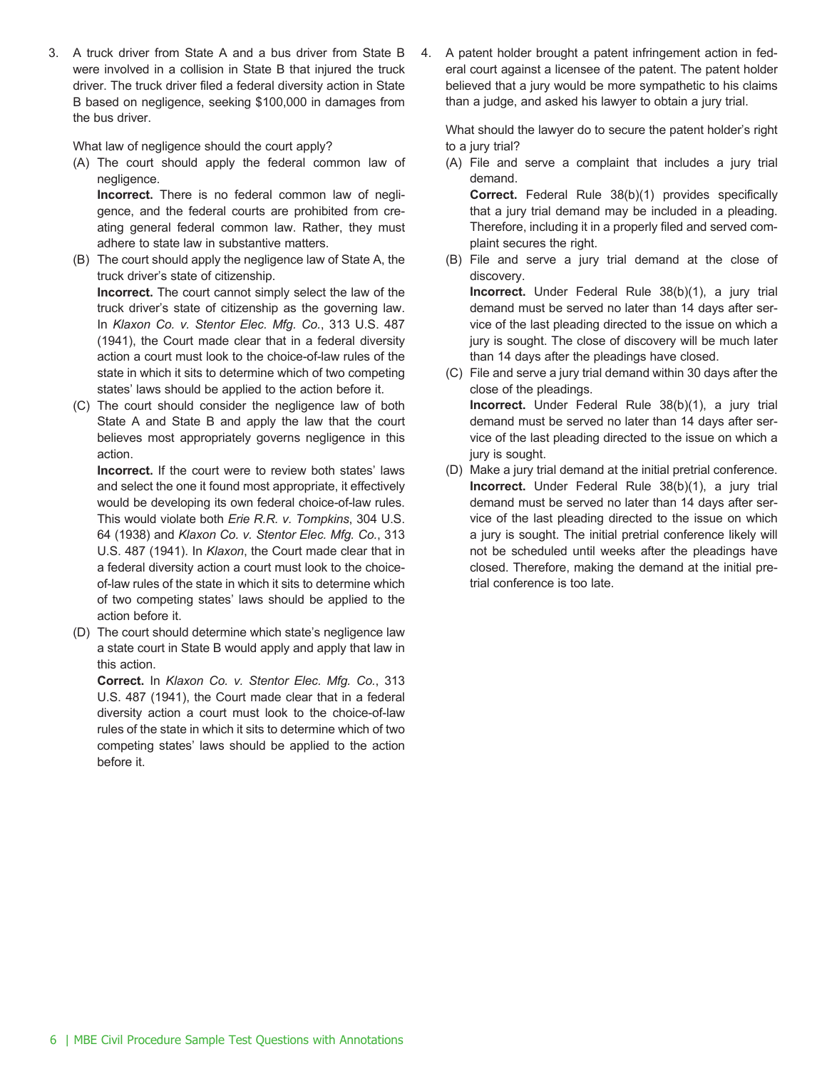3. A truck driver from State A and a bus driver from State B were involved in a collision in State B that injured the truck driver. The truck driver filed a federal diversity action in State B based on negligence, seeking $100,000 in damages from the bus driver.

   What law of negligence should the court apply?

   (A) The court should apply the federal common law of negligence.
   **Incorrect.** There is no federal common law of negligence, and the federal courts are prohibited from creating general federal common law. Rather, they must adhere to state law in substantive matters.

   (B) The court should apply the negligence law of State A, the truck driver's state of citizenship.
   **Incorrect.** The court cannot simply select the law of the truck driver's state of citizenship as the governing law. In *Klaxon Co. v. Stentor Elec. Mfg. Co.*, 313 U.S. 487 (1941), the Court made clear that in a federal diversity action a court must look to the choice-of-law rules of the state in which it sits to determine which of two competing states' laws should be applied to the action before it.

   (C) The court should consider the negligence law of both State A and State B and apply the law that the court believes most appropriately governs negligence in this action.
   **Incorrect.** If the court were to review both states' laws and select the one it found most appropriate, it effectively would be developing its own federal choice-of-law rules. This would violate both *Erie R.R. v. Tompkins*, 304 U.S. 64 (1938) and *Klaxon Co. v. Stentor Elec. Mfg. Co.*, 313 U.S. 487 (1941). In *Klaxon*, the Court made clear that in a federal diversity action a court must look to the choice-of-law rules of the state in which it sits to determine which of two competing states' laws should be applied to the action before it.

   (D) The court should determine which state's negligence law a state court in State B would apply and apply that law in this action.
   **Correct.** In *Klaxon Co. v. Stentor Elec. Mfg. Co.*, 313 U.S. 487 (1941), the Court made clear that in a federal diversity action a court must look to the choice-of-law rules of the state in which it sits to determine which of two competing states' laws should be applied to the action before it.

4. A patent holder brought a patent infringement action in federal court against a licensee of the patent. The patent holder believed that a jury would be more sympathetic to his claims than a judge, and asked his lawyer to obtain a jury trial.

   What should the lawyer do to secure the patent holder's right to a jury trial?

   (A) File and serve a complaint that includes a jury trial demand.
   **Correct.** Federal Rule 38(b)(1) provides specifically that a jury trial demand may be included in a pleading. Therefore, including it in a properly filed and served complaint secures the right.

   (B) File and serve a jury trial demand at the close of discovery.
   **Incorrect.** Under Federal Rule 38(b)(1), a jury trial demand must be served no later than 14 days after service of the last pleading directed to the issue on which a jury is sought. The close of discovery will be much later than 14 days after the pleadings have closed.

   (C) File and serve a jury trial demand within 30 days after the close of the pleadings.
   **Incorrect.** Under Federal Rule 38(b)(1), a jury trial demand must be served no later than 14 days after service of the last pleading directed to the issue on which a jury is sought.

   (D) Make a jury trial demand at the initial pretrial conference.
   **Incorrect.** Under Federal Rule 38(b)(1), a jury trial demand must be served no later than 14 days after service of the last pleading directed to the issue on which a jury is sought. The initial pretrial conference likely will not be scheduled until weeks after the pleadings have closed. Therefore, making the demand at the initial pretrial conference is too late.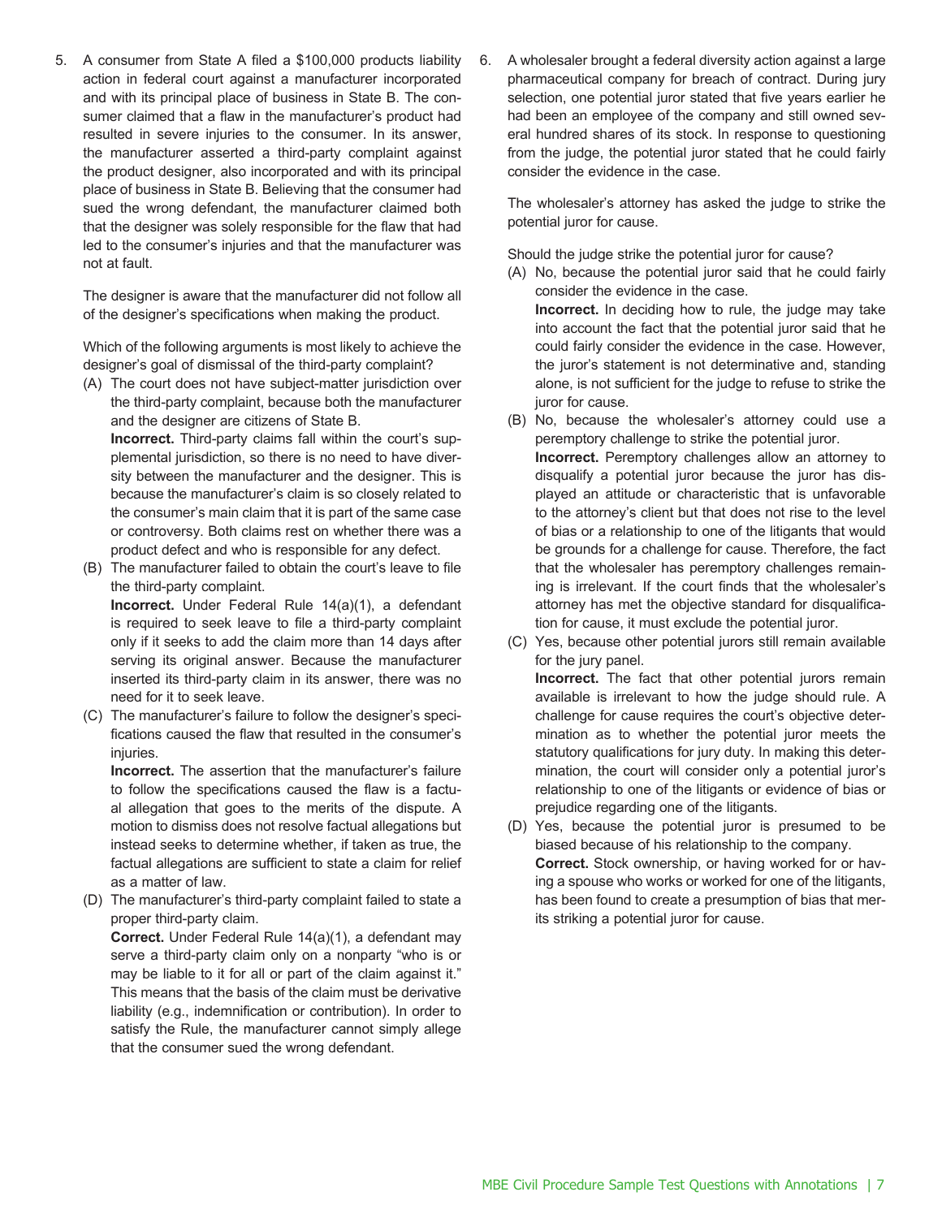5. A consumer from State A filed a $100,000 products liability action in federal court against a manufacturer incorporated and with its principal place of business in State B. The consumer claimed that a flaw in the manufacturer's product had resulted in severe injuries to the consumer. In its answer, the manufacturer asserted a third-party complaint against the product designer, also incorporated and with its principal place of business in State B. Believing that the consumer had sued the wrong defendant, the manufacturer claimed both that the designer was solely responsible for the flaw that had led to the consumer's injuries and that the manufacturer was not at fault.

   The designer is aware that the manufacturer did not follow all of the designer's specifications when making the product.

   Which of the following arguments is most likely to achieve the designer's goal of dismissal of the third-party complaint?

   (A) The court does not have subject-matter jurisdiction over the third-party complaint, because both the manufacturer and the designer are citizens of State B.
   **Incorrect.** Third-party claims fall within the court's supplemental jurisdiction, so there is no need to have diversity between the manufacturer and the designer. This is because the manufacturer's claim is so closely related to the consumer's main claim that it is part of the same case or controversy. Both claims rest on whether there was a product defect and who is responsible for any defect.

   (B) The manufacturer failed to obtain the court's leave to file the third-party complaint.
   **Incorrect.** Under Federal Rule 14(a)(1), a defendant is required to seek leave to file a third-party complaint only if it seeks to add the claim more than 14 days after serving its original answer. Because the manufacturer inserted its third-party claim in its answer, there was no need for it to seek leave.

   (C) The manufacturer's failure to follow the designer's specifications caused the flaw that resulted in the consumer's injuries.
   **Incorrect.** The assertion that the manufacturer's failure to follow the specifications caused the flaw is a factual allegation that goes to the merits of the dispute. A motion to dismiss does not resolve factual allegations but instead seeks to determine whether, if taken as true, the factual allegations are sufficient to state a claim for relief as a matter of law.

   (D) The manufacturer's third-party complaint failed to state a proper third-party claim.
   **Correct.** Under Federal Rule 14(a)(1), a defendant may serve a third-party claim only on a nonparty "who is or may be liable to it for all or part of the claim against it." This means that the basis of the claim must be derivative liability (e.g., indemnification or contribution). In order to satisfy the Rule, the manufacturer cannot simply allege that the consumer sued the wrong defendant.

6. A wholesaler brought a federal diversity action against a large pharmaceutical company for breach of contract. During jury selection, one potential juror stated that five years earlier he had been an employee of the company and still owned several hundred shares of its stock. In response to questioning from the judge, the potential juror stated that he could fairly consider the evidence in the case.

   The wholesaler's attorney has asked the judge to strike the potential juror for cause.

   Should the judge strike the potential juror for cause?

   (A) No, because the potential juror said that he could fairly consider the evidence in the case.
   **Incorrect.** In deciding how to rule, the judge may take into account the fact that the potential juror said that he could fairly consider the evidence in the case. However, the juror's statement is not determinative and, standing alone, is not sufficient for the judge to refuse to strike the juror for cause.

   (B) No, because the wholesaler's attorney could use a peremptory challenge to strike the potential juror.
   **Incorrect.** Peremptory challenges allow an attorney to disqualify a potential juror because the juror has displayed an attitude or characteristic that is unfavorable to the attorney's client but that does not rise to the level of bias or a relationship to one of the litigants that would be grounds for a challenge for cause. Therefore, the fact that the wholesaler has peremptory challenges remaining is irrelevant. If the court finds that the wholesaler's attorney has met the objective standard for disqualification for cause, it must exclude the potential juror.

   (C) Yes, because other potential jurors still remain available for the jury panel.
   **Incorrect.** The fact that other potential jurors remain available is irrelevant to how the judge should rule. A challenge for cause requires the court's objective determination as to whether the potential juror meets the statutory qualifications for jury duty. In making this determination, the court will consider only a potential juror's relationship to one of the litigants or evidence of bias or prejudice regarding one of the litigants.

   (D) Yes, because the potential juror is presumed to be biased because of his relationship to the company.
   **Correct.** Stock ownership, or having worked for or having a spouse who works or worked for one of the litigants, has been found to create a presumption of bias that merits striking a potential juror for cause.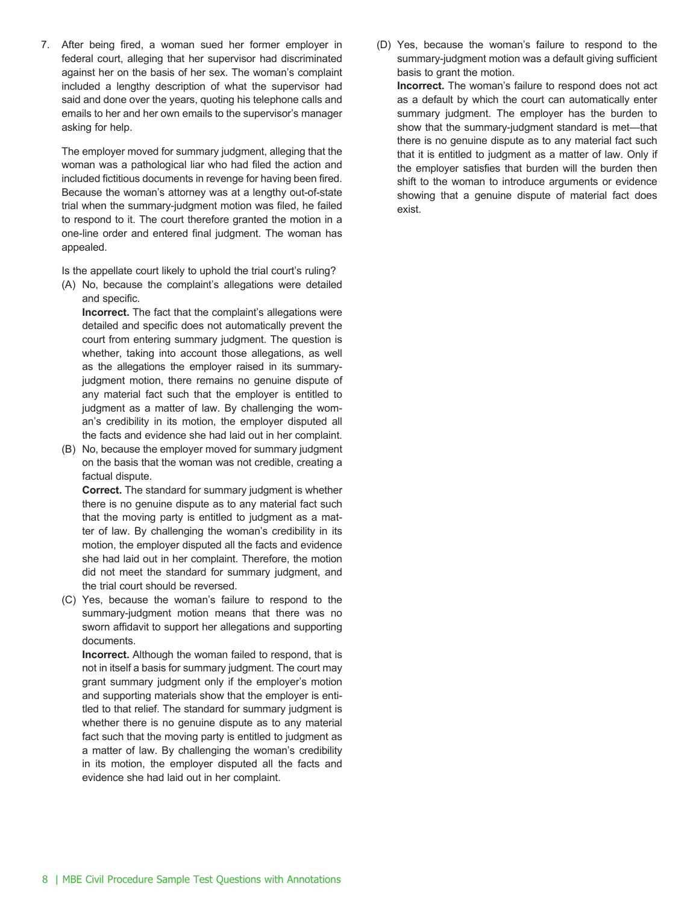7. After being fired, a woman sued her former employer in federal court, alleging that her supervisor had discriminated against her on the basis of her sex. The woman's complaint included a lengthy description of what the supervisor had said and done over the years, quoting his telephone calls and emails to her and her own emails to the supervisor's manager asking for help.

   The employer moved for summary judgment, alleging that the woman was a pathological liar who had filed the action and included fictitious documents in revenge for having been fired. Because the woman's attorney was at a lengthy out-of-state trial when the summary-judgment motion was filed, he failed to respond to it. The court therefore granted the motion in a one-line order and entered final judgment. The woman has appealed.

   Is the appellate court likely to uphold the trial court's ruling?

   (A) No, because the complaint's allegations were detailed and specific.

   **Incorrect.** The fact that the complaint's allegations were detailed and specific does not automatically prevent the court from entering summary judgment. The question is whether, taking into account those allegations, as well as the allegations the employer raised in its summary-judgment motion, there remains no genuine dispute of any material fact such that the employer is entitled to judgment as a matter of law. By challenging the woman's credibility in its motion, the employer disputed all the facts and evidence she had laid out in her complaint.

   (B) No, because the employer moved for summary judgment on the basis that the woman was not credible, creating a factual dispute.

   **Correct.** The standard for summary judgment is whether there is no genuine dispute as to any material fact such that the moving party is entitled to judgment as a matter of law. By challenging the woman's credibility in its motion, the employer disputed all the facts and evidence she had laid out in her complaint. Therefore, the motion did not meet the standard for summary judgment, and the trial court should be reversed.

   (C) Yes, because the woman's failure to respond to the summary-judgment motion means that there was no sworn affidavit to support her allegations and supporting documents.

   **Incorrect.** Although the woman failed to respond, that is not in itself a basis for summary judgment. The court may grant summary judgment only if the employer's motion and supporting materials show that the employer is entitled to that relief. The standard for summary judgment is whether there is no genuine dispute as to any material fact such that the moving party is entitled to judgment as a matter of law. By challenging the woman's credibility in its motion, the employer disputed all the facts and evidence she had laid out in her complaint.

   (D) Yes, because the woman's failure to respond to the summary-judgment motion was a default giving sufficient basis to grant the motion.

   **Incorrect.** The woman's failure to respond does not act as a default by which the court can automatically enter summary judgment. The employer has the burden to show that the summary-judgment standard is met—that there is no genuine dispute as to any material fact such that it is entitled to judgment as a matter of law. Only if the employer satisfies that burden will the burden then shift to the woman to introduce arguments or evidence showing that a genuine dispute of material fact does exist.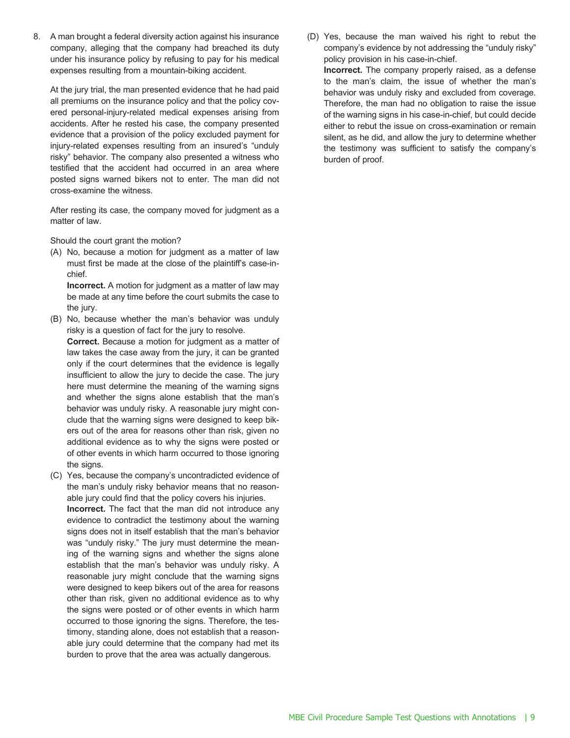8. A man brought a federal diversity action against his insurance company, alleging that the company had breached its duty under his insurance policy by refusing to pay for his medical expenses resulting from a mountain-biking accident.

   At the jury trial, the man presented evidence that he had paid all premiums on the insurance policy and that the policy covered personal-injury-related medical expenses arising from accidents. After he rested his case, the company presented evidence that a provision of the policy excluded payment for injury-related expenses resulting from an insured's "unduly risky" behavior. The company also presented a witness who testified that the accident had occurred in an area where posted signs warned bikers not to enter. The man did not cross-examine the witness.

   After resting its case, the company moved for judgment as a matter of law.

   Should the court grant the motion?

   (A) No, because a motion for judgment as a matter of law must first be made at the close of the plaintiff's case-in-chief.

   **Incorrect.** A motion for judgment as a matter of law may be made at any time before the court submits the case to the jury.

   (B) No, because whether the man's behavior was unduly risky is a question of fact for the jury to resolve.

   **Correct.** Because a motion for judgment as a matter of law takes the case away from the jury, it can be granted only if the court determines that the evidence is legally insufficient to allow the jury to decide the case. The jury here must determine the meaning of the warning signs and whether the signs alone establish that the man's behavior was unduly risky. A reasonable jury might conclude that the warning signs were designed to keep bikers out of the area for reasons other than risk, given no additional evidence as to why the signs were posted or of other events in which harm occurred to those ignoring the signs.

   (C) Yes, because the company's uncontradicted evidence of the man's unduly risky behavior means that no reasonable jury could find that the policy covers his injuries.

   **Incorrect.** The fact that the man did not introduce any evidence to contradict the testimony about the warning signs does not in itself establish that the man's behavior was "unduly risky." The jury must determine the meaning of the warning signs and whether the signs alone establish that the man's behavior was unduly risky. A reasonable jury might conclude that the warning signs were designed to keep bikers out of the area for reasons other than risk, given no additional evidence as to why the signs were posted or of other events in which harm occurred to those ignoring the signs. Therefore, the testimony, standing alone, does not establish that a reasonable jury could determine that the company had met its burden to prove that the area was actually dangerous.

   (D) Yes, because the man waived his right to rebut the company's evidence by not addressing the "unduly risky" policy provision in his case-in-chief.

   **Incorrect.** The company properly raised, as a defense to the man's claim, the issue of whether the man's behavior was unduly risky and excluded from coverage. Therefore, the man had no obligation to raise the issue of the warning signs in his case-in-chief, but could decide either to rebut the issue on cross-examination or remain silent, as he did, and allow the jury to determine whether the testimony was sufficient to satisfy the company's burden of proof.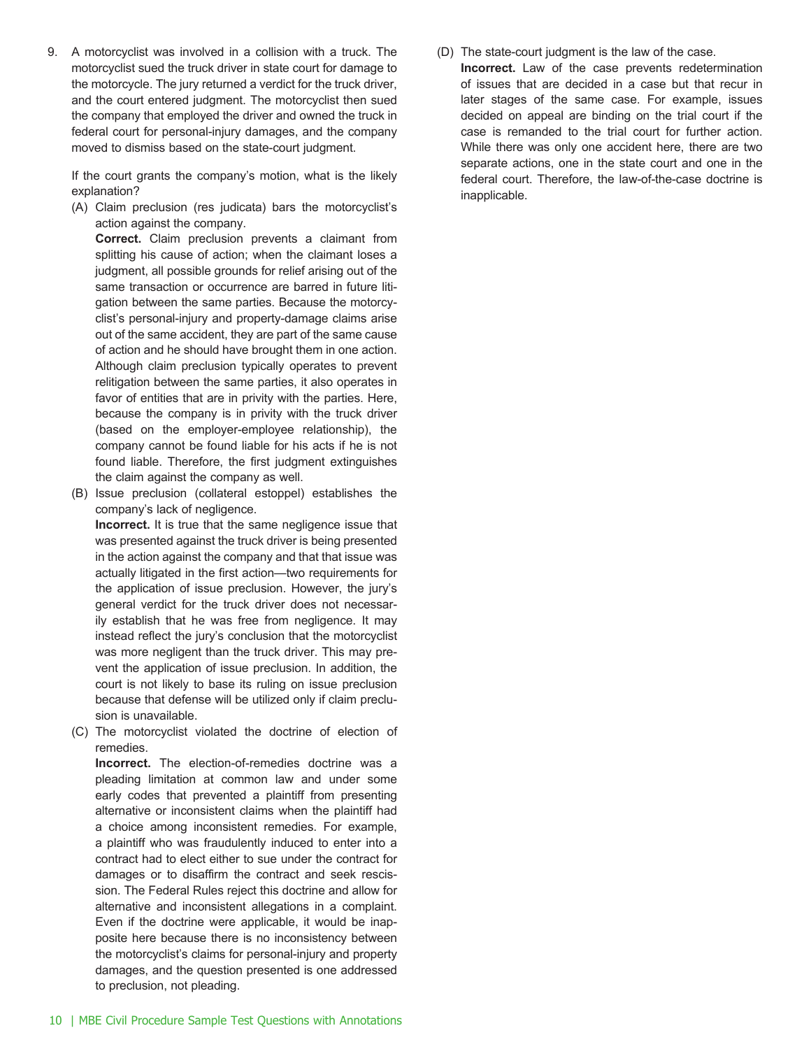9. A motorcyclist was involved in a collision with a truck. The motorcyclist sued the truck driver in state court for damage to the motorcycle. The jury returned a verdict for the truck driver, and the court entered judgment. The motorcyclist then sued the company that employed the driver and owned the truck in federal court for personal-injury damages, and the company moved to dismiss based on the state-court judgment.

   If the court grants the company's motion, what is the likely explanation?

   (A) Claim preclusion (res judicata) bars the motorcyclist's action against the company.

   **Correct.** Claim preclusion prevents a claimant from splitting his cause of action; when the claimant loses a judgment, all possible grounds for relief arising out of the same transaction or occurrence are barred in future litigation between the same parties. Because the motorcyclist's personal-injury and property-damage claims arise out of the same accident, they are part of the same cause of action and he should have brought them in one action. Although claim preclusion typically operates to prevent relitigation between the same parties, it also operates in favor of entities that are in privity with the parties. Here, because the company is in privity with the truck driver (based on the employer-employee relationship), the company cannot be found liable for his acts if he is not found liable. Therefore, the first judgment extinguishes the claim against the company as well.

   (B) Issue preclusion (collateral estoppel) establishes the company's lack of negligence.

   **Incorrect.** It is true that the same negligence issue that was presented against the truck driver is being presented in the action against the company and that that issue was actually litigated in the first action—two requirements for the application of issue preclusion. However, the jury's general verdict for the truck driver does not necessarily establish that he was free from negligence. It may instead reflect the jury's conclusion that the motorcyclist was more negligent than the truck driver. This may prevent the application of issue preclusion. In addition, the court is not likely to base its ruling on issue preclusion because that defense will be utilized only if claim preclusion is unavailable.

   (C) The motorcyclist violated the doctrine of election of remedies.

   **Incorrect.** The election-of-remedies doctrine was a pleading limitation at common law and under some early codes that prevented a plaintiff from presenting alternative or inconsistent claims when the plaintiff had a choice among inconsistent remedies. For example, a plaintiff who was fraudulently induced to enter into a contract had to elect either to sue under the contract for damages or to disaffirm the contract and seek rescission. The Federal Rules reject this doctrine and allow for alternative and inconsistent allegations in a complaint. Even if the doctrine were applicable, it would be inapposite here because there is no inconsistency between the motorcyclist's claims for personal-injury and property damages, and the question presented is one addressed to preclusion, not pleading.

   (D) The state-court judgment is the law of the case.

   **Incorrect.** Law of the case prevents redetermination of issues that are decided in a case but that recur in later stages of the same case. For example, issues decided on appeal are binding on the trial court if the case is remanded to the trial court for further action. While there was only one accident here, there are two separate actions, one in the state court and one in the federal court. Therefore, the law-of-the-case doctrine is inapplicable.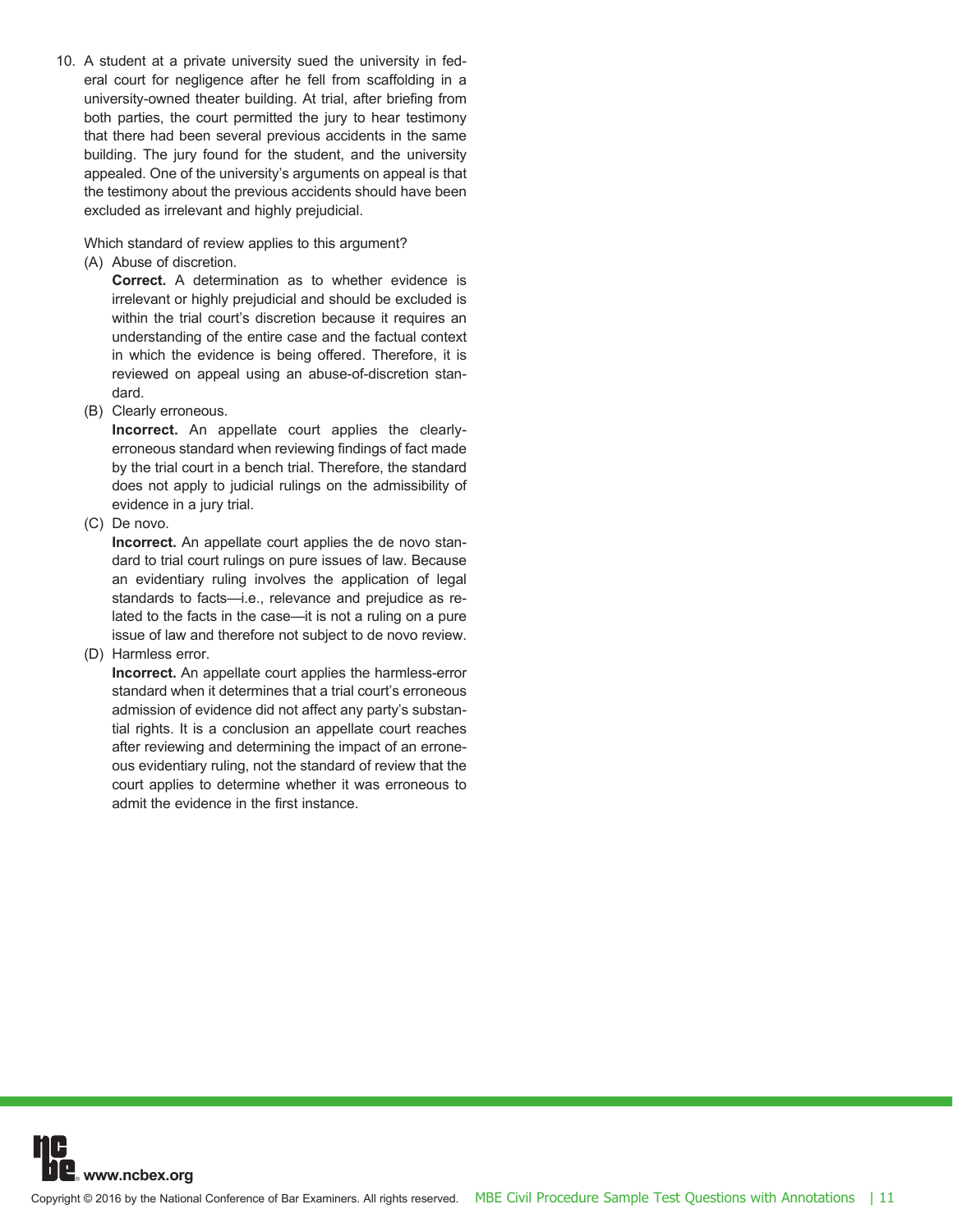10. A student at a private university sued the university in federal court for negligence after he fell from scaffolding in a university-owned theater building. At trial, after briefing from both parties, the court permitted the jury to hear testimony that there had been several previous accidents in the same building. The jury found for the student, and the university appealed. One of the university's arguments on appeal is that the testimony about the previous accidents should have been excluded as irrelevant and highly prejudicial.

    Which standard of review applies to this argument?

    (A) Abuse of discretion.

    **Correct.** A determination as to whether evidence is irrelevant or highly prejudicial and should be excluded is within the trial court's discretion because it requires an understanding of the entire case and the factual context in which the evidence is being offered. Therefore, it is reviewed on appeal using an abuse-of-discretion standard.

    (B) Clearly erroneous.

    **Incorrect.** An appellate court applies the clearly-erroneous standard when reviewing findings of fact made by the trial court in a bench trial. Therefore, the standard does not apply to judicial rulings on the admissibility of evidence in a jury trial.

    (C) De novo.

    **Incorrect.** An appellate court applies the de novo standard to trial court rulings on pure issues of law. Because an evidentiary ruling involves the application of legal standards to facts—i.e., relevance and prejudice as related to the facts in the case—it is not a ruling on a pure issue of law and therefore not subject to de novo review.

    (D) Harmless error.

    **Incorrect.** An appellate court applies the harmless-error standard when it determines that a trial court's erroneous admission of evidence did not affect any party's substantial rights. It is a conclusion an appellate court reaches after reviewing and determining the impact of an erroneous evidentiary ruling, not the standard of review that the court applies to determine whether it was erroneous to admit the evidence in the first instance.